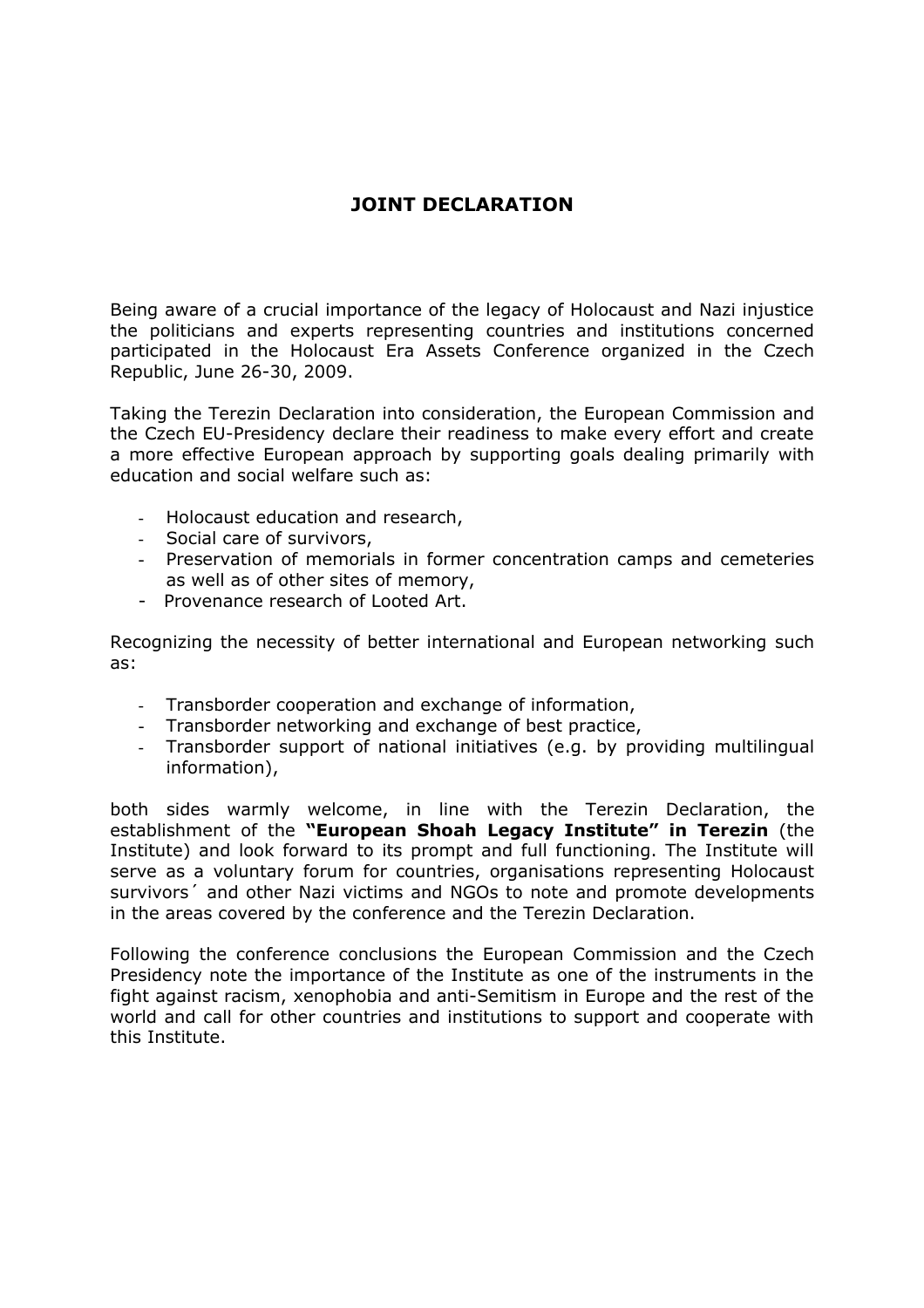# JOINT DECLARATION

Being aware of a crucial importance of the legacy of Holocaust and Nazi injustice the politicians and experts representing countries and institutions concerned participated in the Holocaust Era Assets Conference organized in the Czech Republic, June 26-30, 2009.

Taking the Terezin Declaration into consideration, the European Commission and the Czech EU-Presidency declare their readiness to make every effort and create a more effective European approach by supporting goals dealing primarily with education and social welfare such as:

- Holocaust education and research,
- Social care of survivors,
- Preservation of memorials in former concentration camps and cemeteries as well as of other sites of memory,
- Provenance research of Looted Art.

Recognizing the necessity of better international and European networking such as:

- Transborder cooperation and exchange of information,
- Transborder networking and exchange of best practice,
- Transborder support of national initiatives (e.g. by providing multilingual information),

both sides warmly welcome, in line with the Terezin Declaration, the establishment of the **"European Shoah Legacy Institute" in Terezin** (the Institute) and look forward to its prompt and full functioning. The Institute will serve as a voluntary forum for countries, organisations representing Holocaust survivors´ and other Nazi victims and NGOs to note and promote developments in the areas covered by the conference and the Terezin Declaration.

Following the conference conclusions the European Commission and the Czech Presidency note the importance of the Institute as one of the instruments in the fight against racism, xenophobia and anti-Semitism in Europe and the rest of the world and call for other countries and institutions to support and cooperate with this Institute.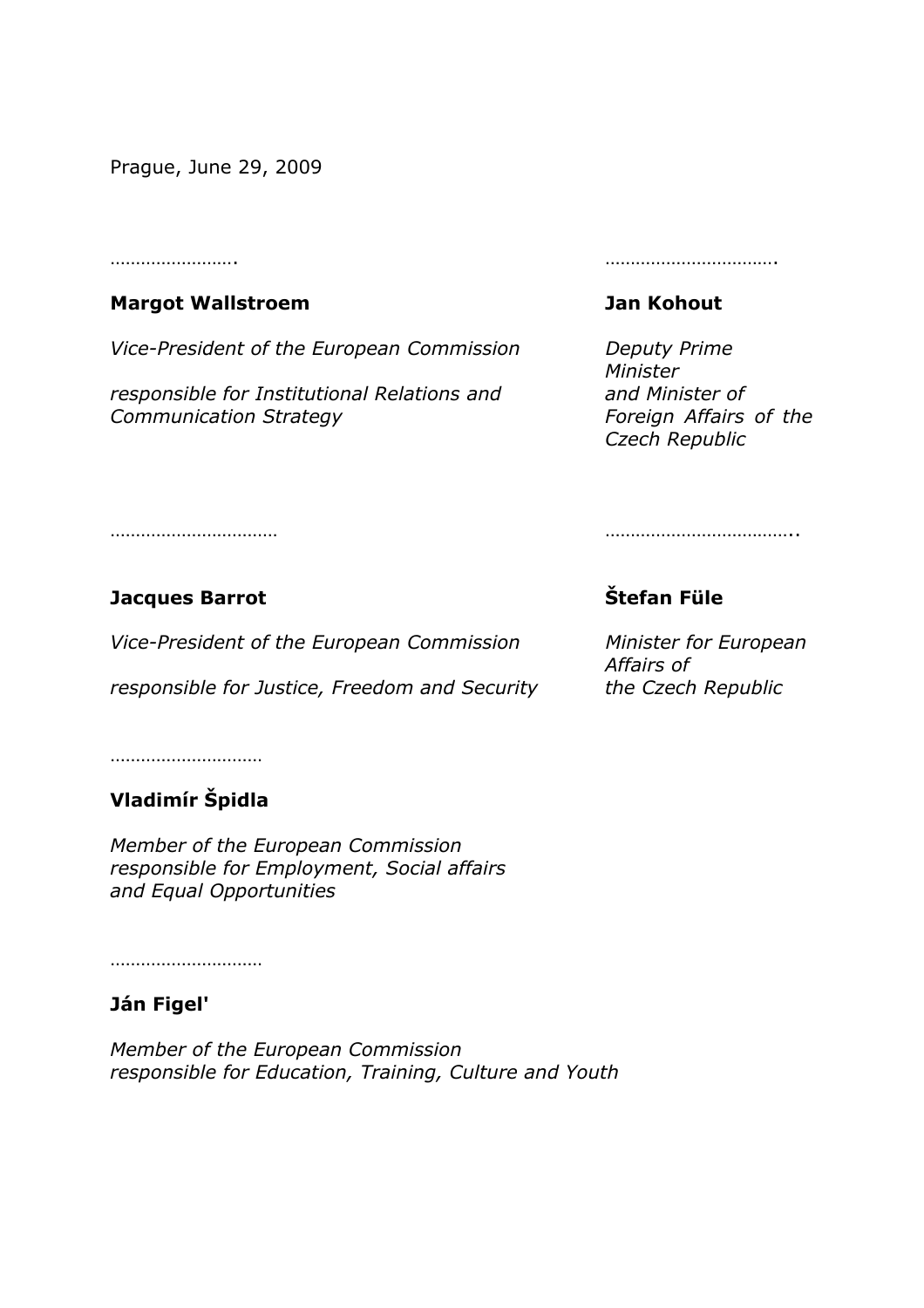Prague, June 29, 2009

…………………….

**Margot Wallstroem**

*Vice-President of the European Commission*

*responsible for Institutional Relations and Communication Strategy*

…………………………….

**Jan Kohout**

*Deputy Prime Minister and Minister of Foreign Affairs of the Czech Republic*

……………………………

**Jacques Barrot**

*Vice-President of the European Commission*

*responsible for Justice, Freedom and Security*

………………………………..

**Štefan Füle**

*Minister for European Affairs of the Czech Republic*

…………………………

**Vladimír Špidla**

*Member of the European Commission responsible for Employment, Social affairs and Equal Opportunities*

…………………………

**Ján Figel'**

*Member of the European Commission responsible for Education, Training, Culture and Youth*